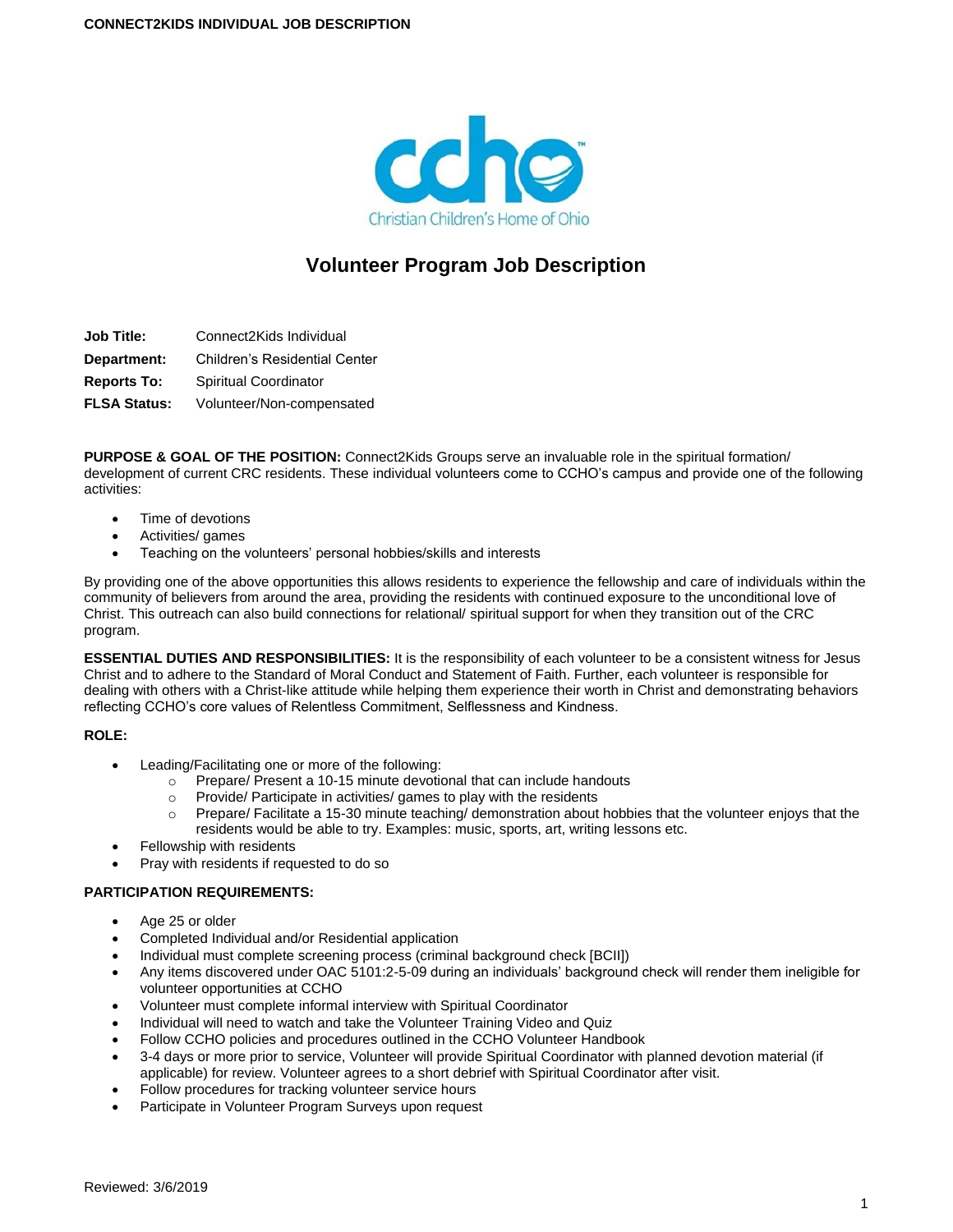Christian Children's Home of Ohio

# Volunteer Program Job Description

**Job Title:** Connect2Kids Individual

**Department:** Children's Residential Center

**Reports To:** Spiritual Coordinator

**FLSA Status:** Volunteer/Non-compensated

**PURPOSE & GOAL OF THE POSITION:** Connect2Kids Groups serve an invaluable role in the spiritual formation/ development of current CRC residents. These individual volunteers come to CCHO's campus and provide one of the following activities:

- Time of devotions
- Activities/ games
- Teaching on the volunteers' personal hobbies/skills and interests

By providing one of the above opportunities this allows residents to experience the fellowship and care of individuals within the community of believers from around the area, providing the residents with continued exposure to the unconditional love of Christ. This outreach can also build connections for relational/ spiritual support for when they transition out of the CRC program.

**ESSENTIAL DUTIES AND RESPONSIBILITIES:** It is the responsibility of each volunteer to be a consistent witness for Jesus Christ and to adhere to the Standard of Moral Conduct and Statement of Faith. Further, each volunteer is responsible for dealing with others with a Christ-like attitude while helping them experience their worth in Christ and demonstrating behaviors reflecting CCHO's core values of Relentless Commitment, Selflessness and Kindness.

**ROLE:**

- Leading/Facilitating one or more of the following:
  - Prepare/ Present a 10-15 minute devotional that can include handouts
  - Provide/ Participate in activities/ games to play with the residents
  - Prepare/ Facilitate a 15-30 minute teaching/ demonstration about hobbies that the volunteer enjoys that the residents would be able to try. Examples: music, sports, art, writing lessons etc.
- Fellowship with residents
- Pray with residents if requested to do so

**PARTICIPATION REQUIREMENTS:**

- Age 25 or older
- Completed Individual and/or Residential application
- Individual must complete screening process (criminal background check [BCII])
- Any items discovered under OAC 5101:2-5-09 during an individuals' background check will render them ineligible for volunteer opportunities at CCHO
- Volunteer must complete informal interview with Spiritual Coordinator
- Individual will need to watch and take the Volunteer Training Video and Quiz
- Follow CCHO policies and procedures outlined in the CCHO Volunteer Handbook
- 3-4 days or more prior to service, Volunteer will provide Spiritual Coordinator with planned devotion material (if applicable) for review. Volunteer agrees to a short debrief with Spiritual Coordinator after visit.
- Follow procedures for tracking volunteer service hours
- Participate in Volunteer Program Surveys upon request

Reviewed: 3/6/2019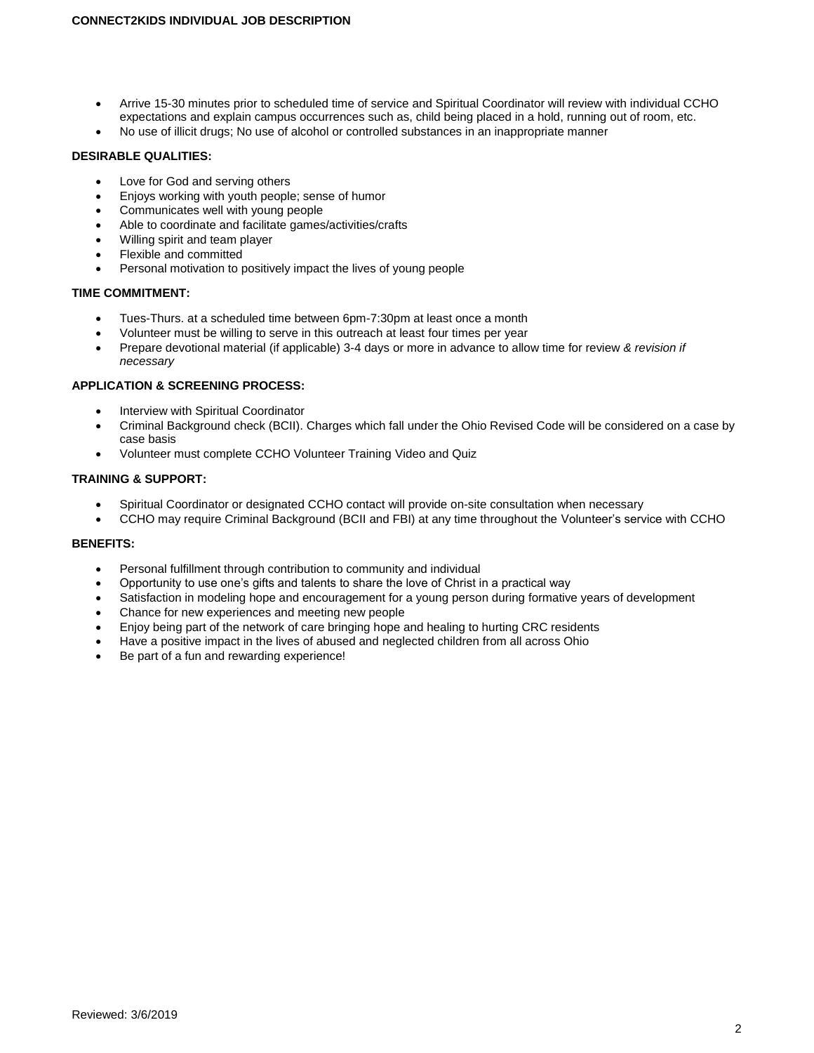- Arrive 15-30 minutes prior to scheduled time of service and Spiritual Coordinator will review with individual CCHO expectations and explain campus occurrences such as, child being placed in a hold, running out of room, etc.
- No use of illicit drugs; No use of alcohol or controlled substances in an inappropriate manner

**DESIRABLE QUALITIES:**

- Love for God and serving others
- Enjoys working with youth people; sense of humor
- Communicates well with young people
- Able to coordinate and facilitate games/activities/crafts
- Willing spirit and team player
- Flexible and committed
- Personal motivation to positively impact the lives of young people

**TIME COMMITMENT:**

- Tues-Thurs. at a scheduled time between 6pm-7:30pm at least once a month
- Volunteer must be willing to serve in this outreach at least four times per year
- Prepare devotional material (if applicable) 3-4 days or more in advance to allow time for review *& revision if necessary*

**APPLICATION & SCREENING PROCESS:**

- Interview with Spiritual Coordinator
- Criminal Background check (BCII). Charges which fall under the Ohio Revised Code will be considered on a case by case basis
- Volunteer must complete CCHO Volunteer Training Video and Quiz

**TRAINING & SUPPORT:**

- Spiritual Coordinator or designated CCHO contact will provide on-site consultation when necessary
- CCHO may require Criminal Background (BCII and FBI) at any time throughout the Volunteer's service with CCHO

**BENEFITS:**

- Personal fulfillment through contribution to community and individual
- Opportunity to use one's gifts and talents to share the love of Christ in a practical way
- Satisfaction in modeling hope and encouragement for a young person during formative years of development
- Chance for new experiences and meeting new people
- Enjoy being part of the network of care bringing hope and healing to hurting CRC residents
- Have a positive impact in the lives of abused and neglected children from all across Ohio
- Be part of a fun and rewarding experience!

Reviewed: 3/6/2019